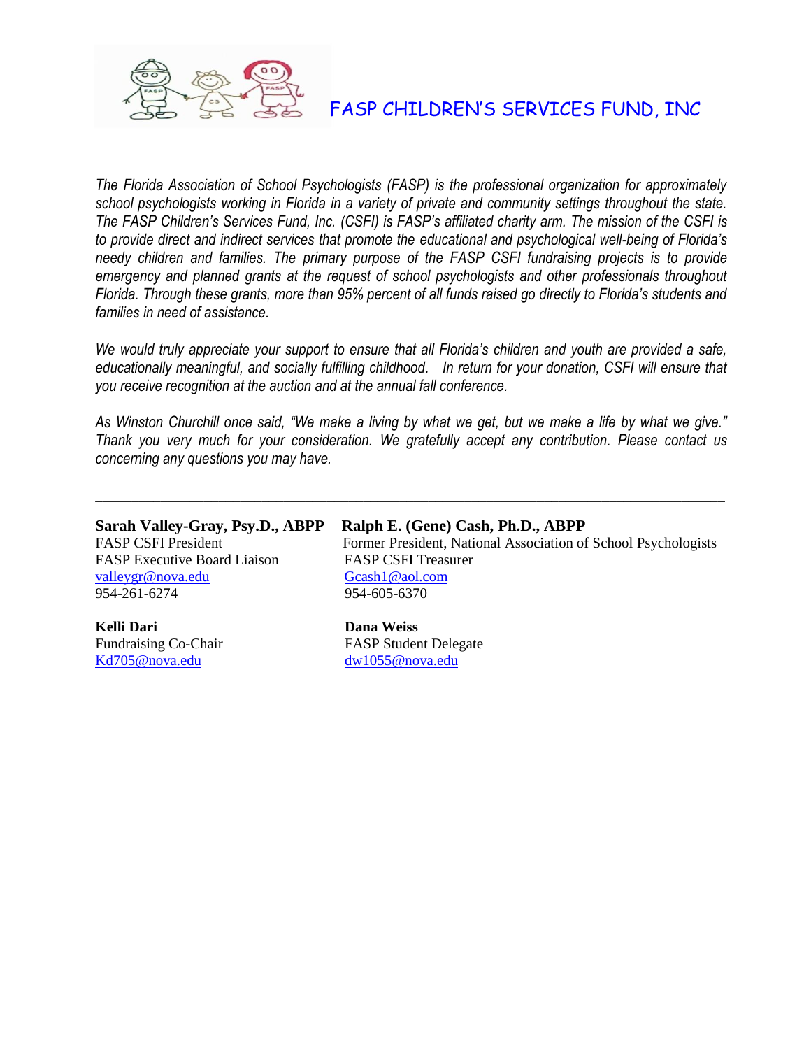# FASP CHILDREN'S SERVICES FUND, INC

*The Florida Association of School Psychologists (FASP) is the professional organization for approximately school psychologists working in Florida in a variety of private and community settings throughout the state. The FASP Children's Services Fund, Inc. (CSFI) is FASP's affiliated charity arm. The mission of the CSFI is to provide direct and indirect services that promote the educational and psychological well-being of Florida's needy children and families. The primary purpose of the FASP CSFI fundraising projects is to provide emergency and planned grants at the request of school psychologists and other professionals throughout Florida. Through these grants, more than 95% percent of all funds raised go directly to Florida's students and families in need of assistance.*

*We would truly appreciate your support to ensure that all Florida's children and youth are provided a safe, educationally meaningful, and socially fulfilling childhood. In return for your donation, CSFI will ensure that you receive recognition at the auction and at the annual fall conference.*

*As Winston Churchill once said, "We make a living by what we get, but we make a life by what we give." Thank you very much for your consideration. We gratefully accept any contribution. Please contact us concerning any questions you may have.*

---

**Sarah Valley-Gray, Psy.D., ABPP**
FASP CSFI President
FASP Executive Board Liaison
valleygr@nova.edu
954-261-6274

**Ralph E. (Gene) Cash, Ph.D., ABPP**
Former President, National Association of School Psychologists
FASP CSFI Treasurer
Gcash1@aol.com
954-605-6370

**Kelli Dari**
Fundraising Co-Chair
Kd705@nova.edu

**Dana Weiss**
FASP Student Delegate
dw1055@nova.edu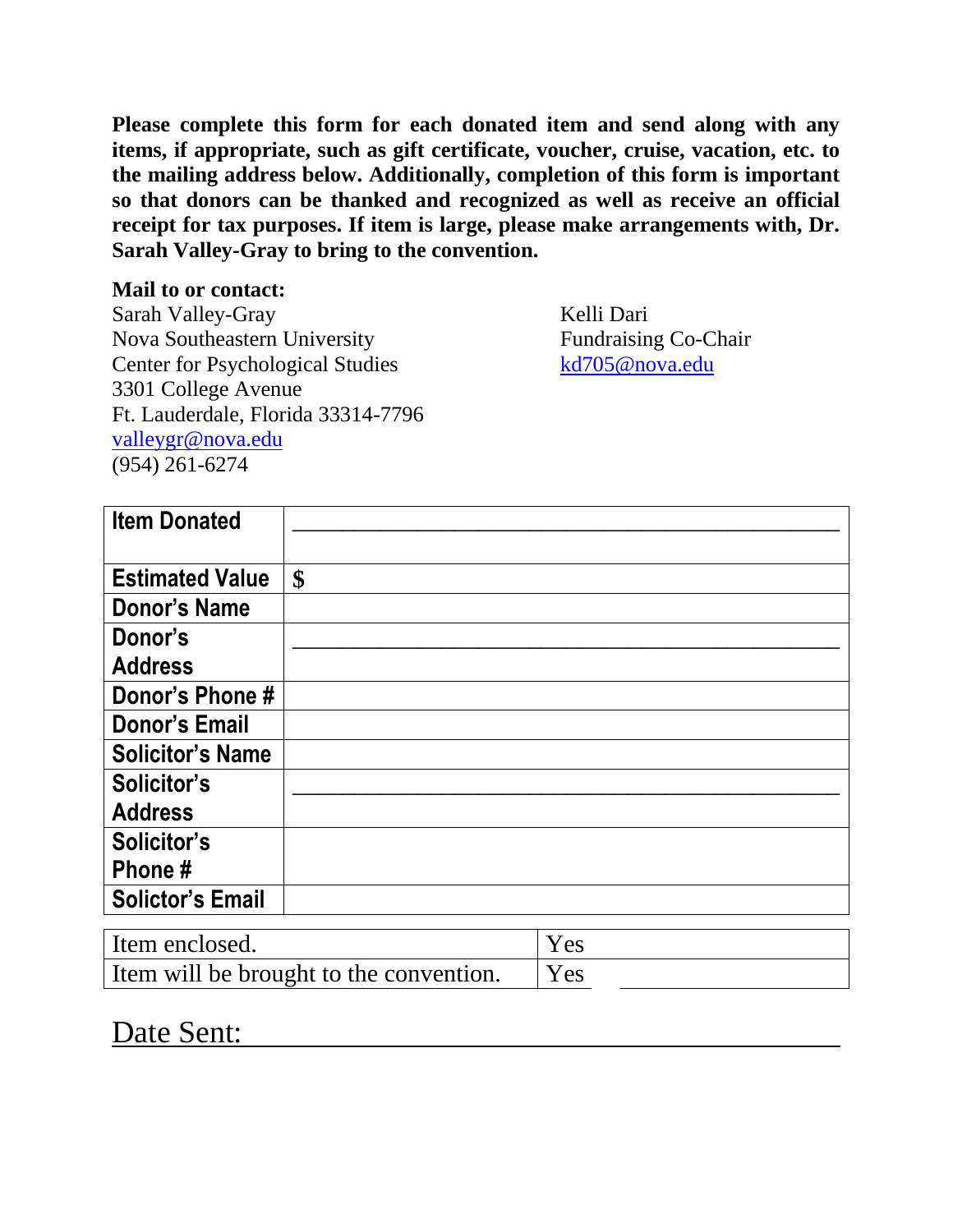**Please complete this form for each donated item and send along with any items, if appropriate, such as gift certificate, voucher, cruise, vacation, etc. to the mailing address below. Additionally, completion of this form is important so that donors can be thanked and recognized as well as receive an official receipt for tax purposes. If item is large, please make arrangements with, Dr. Sarah Valley-Gray to bring to the convention.**

**Mail to or contact:**

Sarah Valley-Gray
Nova Southeastern University
Center for Psychological Studies
3301 College Avenue
Ft. Lauderdale, Florida 33314-7796
valleygr@nova.edu
(954) 261-6274

Kelli Dari
Fundraising Co-Chair
kd705@nova.edu

| | |
|---|---|
| **Item Donated** | ___________________________________________ |
| **Estimated Value** | **$** |
| **Donor's Name** | |
| **Donor's Address** | ___________________________________________ |
| **Donor's Phone #** | |
| **Donor's Email** | |
| **Solicitor's Name** | |
| **Solicitor's Address** | ___________________________________________ |
| **Solicitor's Phone #** | |
| **Solictor's Email** | |

| | |
|---|---|
| Item enclosed. | Yes |
| Item will be brought to the convention. | Yes |

Date Sent: ___________________________________________